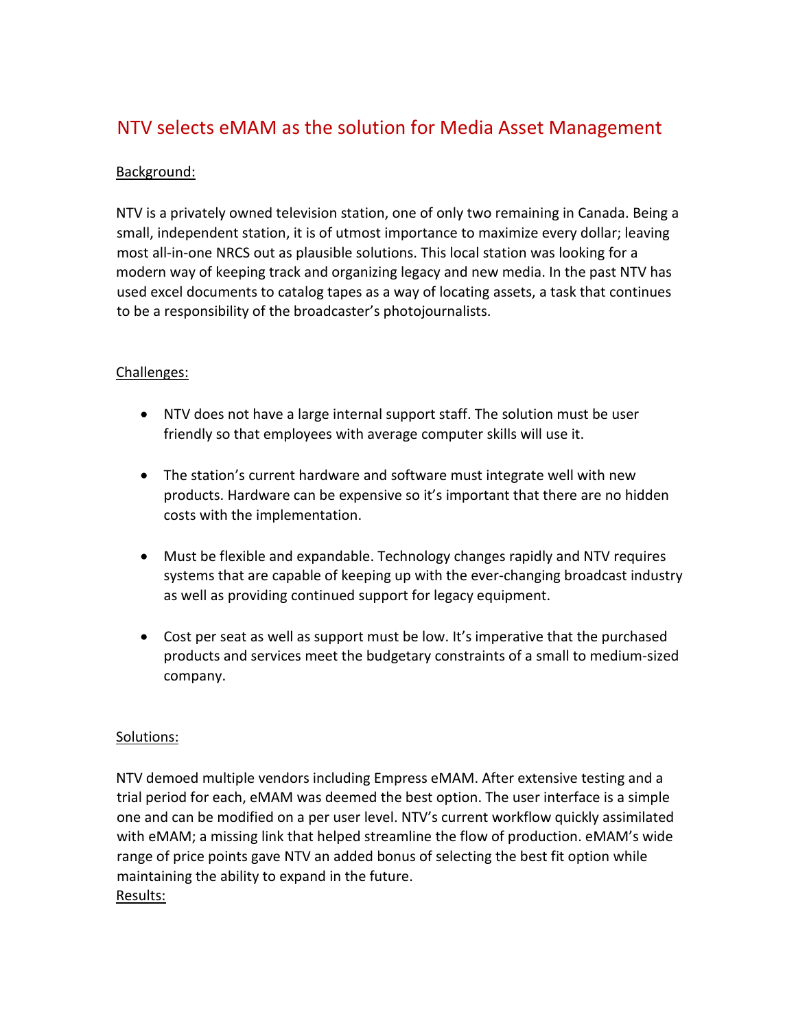# NTV selects eMAM as the solution for Media Asset Management

## Background:

NTV is a privately owned television station, one of only two remaining in Canada. Being a small, independent station, it is of utmost importance to maximize every dollar; leaving most all-in-one NRCS out as plausible solutions. This local station was looking for a modern way of keeping track and organizing legacy and new media. In the past NTV has used excel documents to catalog tapes as a way of locating assets, a task that continues to be a responsibility of the broadcaster's photojournalists.

## Challenges:

- NTV does not have a large internal support staff. The solution must be user friendly so that employees with average computer skills will use it.
- The station's current hardware and software must integrate well with new products. Hardware can be expensive so it's important that there are no hidden costs with the implementation.
- Must be flexible and expandable. Technology changes rapidly and NTV requires systems that are capable of keeping up with the ever-changing broadcast industry as well as providing continued support for legacy equipment.
- Cost per seat as well as support must be low. It's imperative that the purchased products and services meet the budgetary constraints of a small to medium-sized company.

## Solutions:

NTV demoed multiple vendors including Empress eMAM. After extensive testing and a trial period for each, eMAM was deemed the best option. The user interface is a simple one and can be modified on a per user level. NTV's current workflow quickly assimilated with eMAM; a missing link that helped streamline the flow of production. eMAM's wide range of price points gave NTV an added bonus of selecting the best fit option while maintaining the ability to expand in the future.

## Results: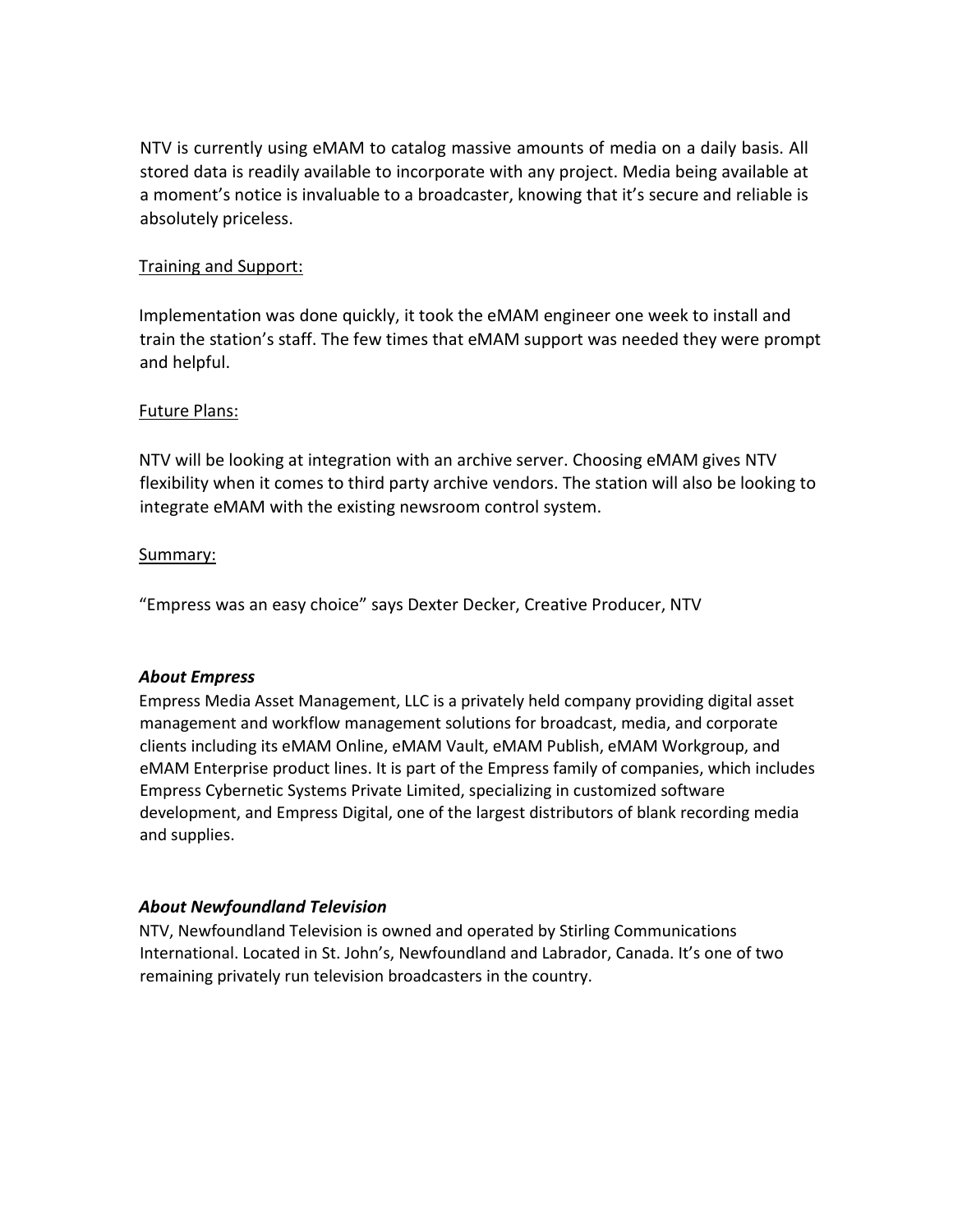NTV is currently using eMAM to catalog massive amounts of media on a daily basis. All stored data is readily available to incorporate with any project. Media being available at a moment's notice is invaluable to a broadcaster, knowing that it's secure and reliable is absolutely priceless.

<u>Training and Support:</u>

Implementation was done quickly, it took the eMAM engineer one week to install and train the station's staff. The few times that eMAM support was needed they were prompt and helpful.

<u>Future Plans:</u>

NTV will be looking at integration with an archive server. Choosing eMAM gives NTV flexibility when it comes to third party archive vendors. The station will also be looking to integrate eMAM with the existing newsroom control system.

<u>Summary:</u>

"Empress was an easy choice" says Dexter Decker, Creative Producer, NTV

***About Empress***

Empress Media Asset Management, LLC is a privately held company providing digital asset management and workflow management solutions for broadcast, media, and corporate clients including its eMAM Online, eMAM Vault, eMAM Publish, eMAM Workgroup, and eMAM Enterprise product lines. It is part of the Empress family of companies, which includes Empress Cybernetic Systems Private Limited, specializing in customized software development, and Empress Digital, one of the largest distributors of blank recording media and supplies.

***About Newfoundland Television***

NTV, Newfoundland Television is owned and operated by Stirling Communications International. Located in St. John's, Newfoundland and Labrador, Canada. It's one of two remaining privately run television broadcasters in the country.